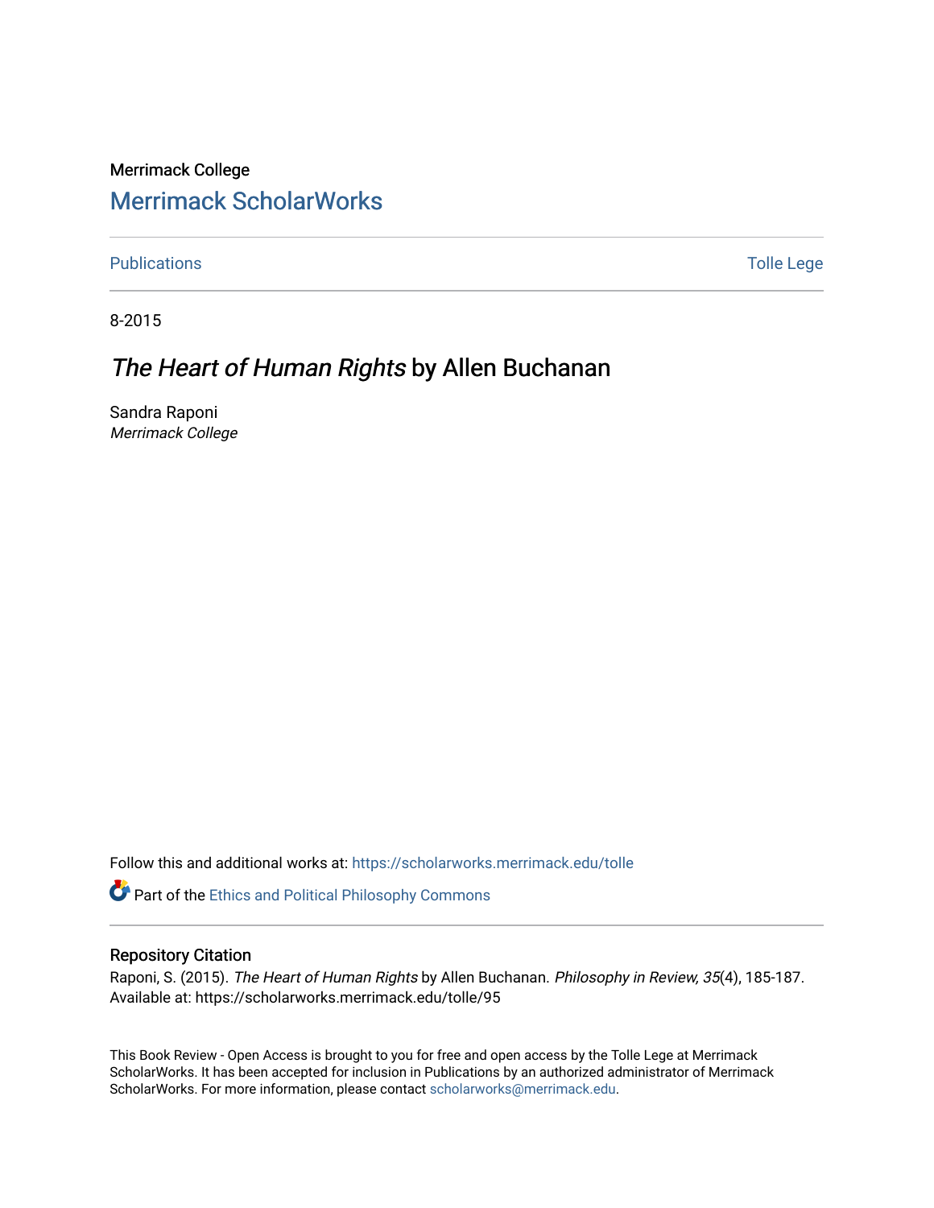Merrimack College

# Merrimack ScholarWorks

Publications | Tolle Lege

8-2015

## *The Heart of Human Rights* by Allen Buchanan

Sandra Raponi
*Merrimack College*

Follow this and additional works at: https://scholarworks.merrimack.edu/tolle

Part of the Ethics and Political Philosophy Commons

### Repository Citation

Raponi, S. (2015). *The Heart of Human Rights* by Allen Buchanan. *Philosophy in Review, 35*(4), 185-187.
Available at: https://scholarworks.merrimack.edu/tolle/95

This Book Review - Open Access is brought to you for free and open access by the Tolle Lege at Merrimack ScholarWorks. It has been accepted for inclusion in Publications by an authorized administrator of Merrimack ScholarWorks. For more information, please contact scholarworks@merrimack.edu.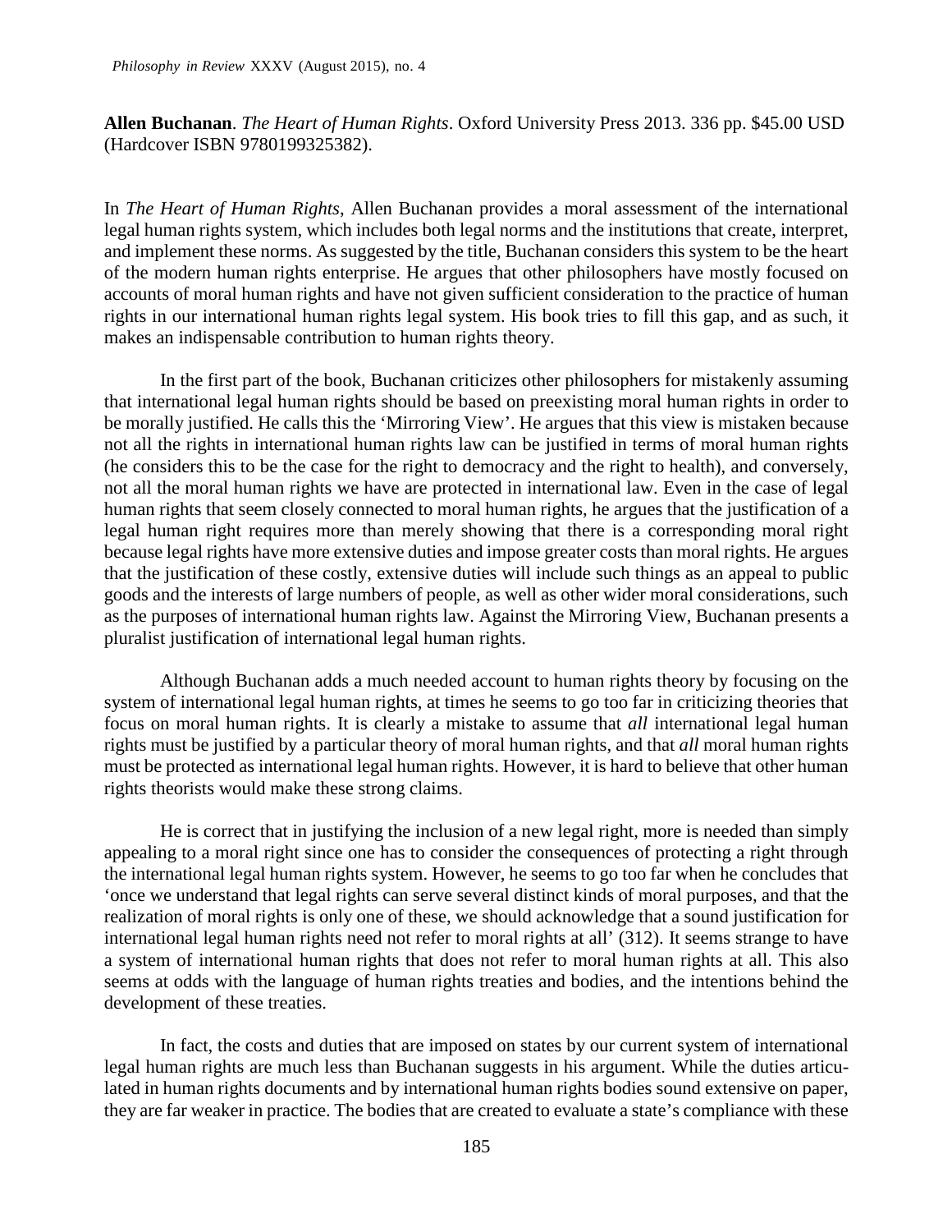**Allen Buchanan**. *The Heart of Human Rights*. Oxford University Press 2013. 336 pp. $45.00 USD (Hardcover ISBN 9780199325382).

In *The Heart of Human Rights*, Allen Buchanan provides a moral assessment of the international legal human rights system, which includes both legal norms and the institutions that create, interpret, and implement these norms. As suggested by the title, Buchanan considers this system to be the heart of the modern human rights enterprise. He argues that other philosophers have mostly focused on accounts of moral human rights and have not given sufficient consideration to the practice of human rights in our international human rights legal system. His book tries to fill this gap, and as such, it makes an indispensable contribution to human rights theory.

In the first part of the book, Buchanan criticizes other philosophers for mistakenly assuming that international legal human rights should be based on preexisting moral human rights in order to be morally justified. He calls this the 'Mirroring View'. He argues that this view is mistaken because not all the rights in international human rights law can be justified in terms of moral human rights (he considers this to be the case for the right to democracy and the right to health), and conversely, not all the moral human rights we have are protected in international law. Even in the case of legal human rights that seem closely connected to moral human rights, he argues that the justification of a legal human right requires more than merely showing that there is a corresponding moral right because legal rights have more extensive duties and impose greater costs than moral rights. He argues that the justification of these costly, extensive duties will include such things as an appeal to public goods and the interests of large numbers of people, as well as other wider moral considerations, such as the purposes of international human rights law. Against the Mirroring View, Buchanan presents a pluralist justification of international legal human rights.

Although Buchanan adds a much needed account to human rights theory by focusing on the system of international legal human rights, at times he seems to go too far in criticizing theories that focus on moral human rights. It is clearly a mistake to assume that *all* international legal human rights must be justified by a particular theory of moral human rights, and that *all* moral human rights must be protected as international legal human rights. However, it is hard to believe that other human rights theorists would make these strong claims.

He is correct that in justifying the inclusion of a new legal right, more is needed than simply appealing to a moral right since one has to consider the consequences of protecting a right through the international legal human rights system. However, he seems to go too far when he concludes that 'once we understand that legal rights can serve several distinct kinds of moral purposes, and that the realization of moral rights is only one of these, we should acknowledge that a sound justification for international legal human rights need not refer to moral rights at all' (312). It seems strange to have a system of international human rights that does not refer to moral human rights at all. This also seems at odds with the language of human rights treaties and bodies, and the intentions behind the development of these treaties.

In fact, the costs and duties that are imposed on states by our current system of international legal human rights are much less than Buchanan suggests in his argument. While the duties articulated in human rights documents and by international human rights bodies sound extensive on paper, they are far weaker in practice. The bodies that are created to evaluate a state's compliance with these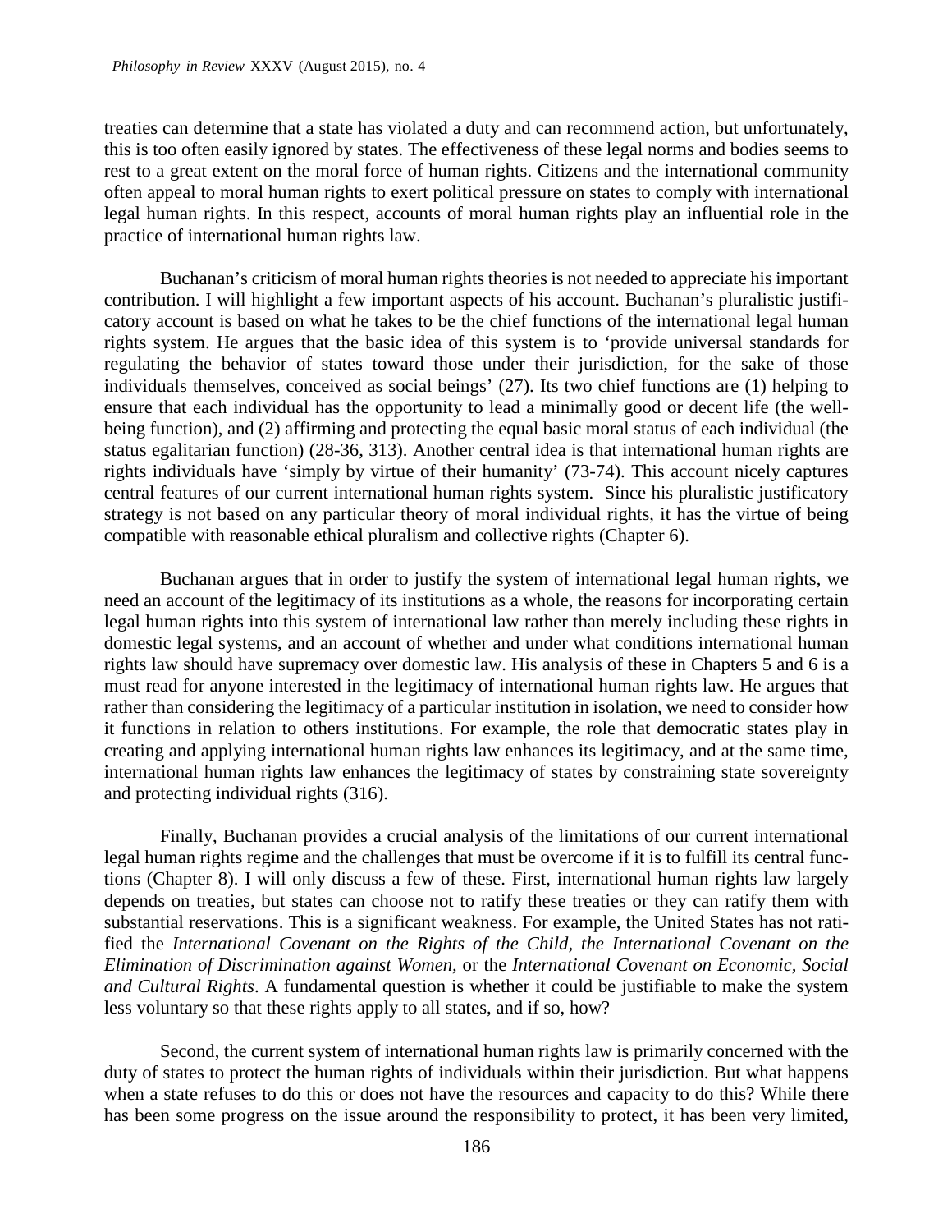treaties can determine that a state has violated a duty and can recommend action, but unfortunately, this is too often easily ignored by states. The effectiveness of these legal norms and bodies seems to rest to a great extent on the moral force of human rights. Citizens and the international community often appeal to moral human rights to exert political pressure on states to comply with international legal human rights. In this respect, accounts of moral human rights play an influential role in the practice of international human rights law.

Buchanan's criticism of moral human rights theories is not needed to appreciate his important contribution. I will highlight a few important aspects of his account. Buchanan's pluralistic justificatory account is based on what he takes to be the chief functions of the international legal human rights system. He argues that the basic idea of this system is to 'provide universal standards for regulating the behavior of states toward those under their jurisdiction, for the sake of those individuals themselves, conceived as social beings' (27). Its two chief functions are (1) helping to ensure that each individual has the opportunity to lead a minimally good or decent life (the well-being function), and (2) affirming and protecting the equal basic moral status of each individual (the status egalitarian function) (28-36, 313). Another central idea is that international human rights are rights individuals have 'simply by virtue of their humanity' (73-74). This account nicely captures central features of our current international human rights system. Since his pluralistic justificatory strategy is not based on any particular theory of moral individual rights, it has the virtue of being compatible with reasonable ethical pluralism and collective rights (Chapter 6).

Buchanan argues that in order to justify the system of international legal human rights, we need an account of the legitimacy of its institutions as a whole, the reasons for incorporating certain legal human rights into this system of international law rather than merely including these rights in domestic legal systems, and an account of whether and under what conditions international human rights law should have supremacy over domestic law. His analysis of these in Chapters 5 and 6 is a must read for anyone interested in the legitimacy of international human rights law. He argues that rather than considering the legitimacy of a particular institution in isolation, we need to consider how it functions in relation to others institutions. For example, the role that democratic states play in creating and applying international human rights law enhances its legitimacy, and at the same time, international human rights law enhances the legitimacy of states by constraining state sovereignty and protecting individual rights (316).

Finally, Buchanan provides a crucial analysis of the limitations of our current international legal human rights regime and the challenges that must be overcome if it is to fulfill its central functions (Chapter 8). I will only discuss a few of these. First, international human rights law largely depends on treaties, but states can choose not to ratify these treaties or they can ratify them with substantial reservations. This is a significant weakness. For example, the United States has not ratified the *International Covenant on the Rights of the Child, the International Covenant on the Elimination of Discrimination against Women,* or the *International Covenant on Economic, Social and Cultural Rights*. A fundamental question is whether it could be justifiable to make the system less voluntary so that these rights apply to all states, and if so, how?

Second, the current system of international human rights law is primarily concerned with the duty of states to protect the human rights of individuals within their jurisdiction. But what happens when a state refuses to do this or does not have the resources and capacity to do this? While there has been some progress on the issue around the responsibility to protect, it has been very limited,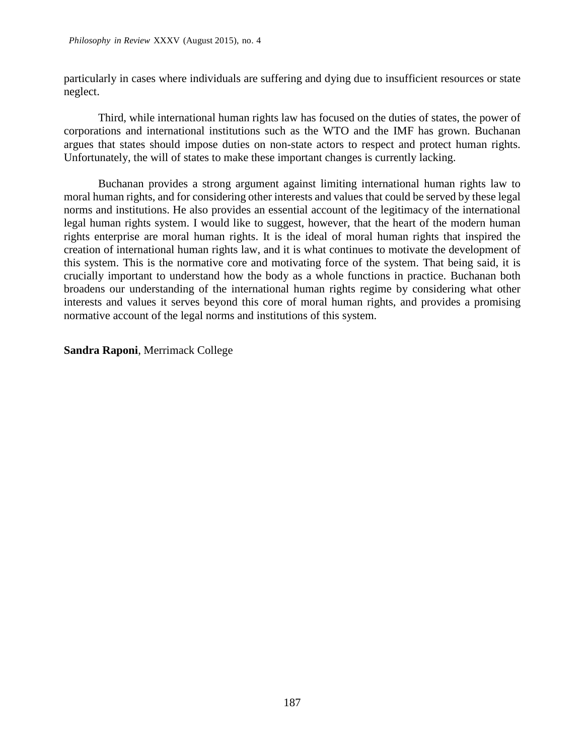particularly in cases where individuals are suffering and dying due to insufficient resources or state neglect.

Third, while international human rights law has focused on the duties of states, the power of corporations and international institutions such as the WTO and the IMF has grown. Buchanan argues that states should impose duties on non-state actors to respect and protect human rights. Unfortunately, the will of states to make these important changes is currently lacking.

Buchanan provides a strong argument against limiting international human rights law to moral human rights, and for considering other interests and values that could be served by these legal norms and institutions. He also provides an essential account of the legitimacy of the international legal human rights system. I would like to suggest, however, that the heart of the modern human rights enterprise are moral human rights. It is the ideal of moral human rights that inspired the creation of international human rights law, and it is what continues to motivate the development of this system. This is the normative core and motivating force of the system. That being said, it is crucially important to understand how the body as a whole functions in practice. Buchanan both broadens our understanding of the international human rights regime by considering what other interests and values it serves beyond this core of moral human rights, and provides a promising normative account of the legal norms and institutions of this system.

**Sandra Raponi**, Merrimack College